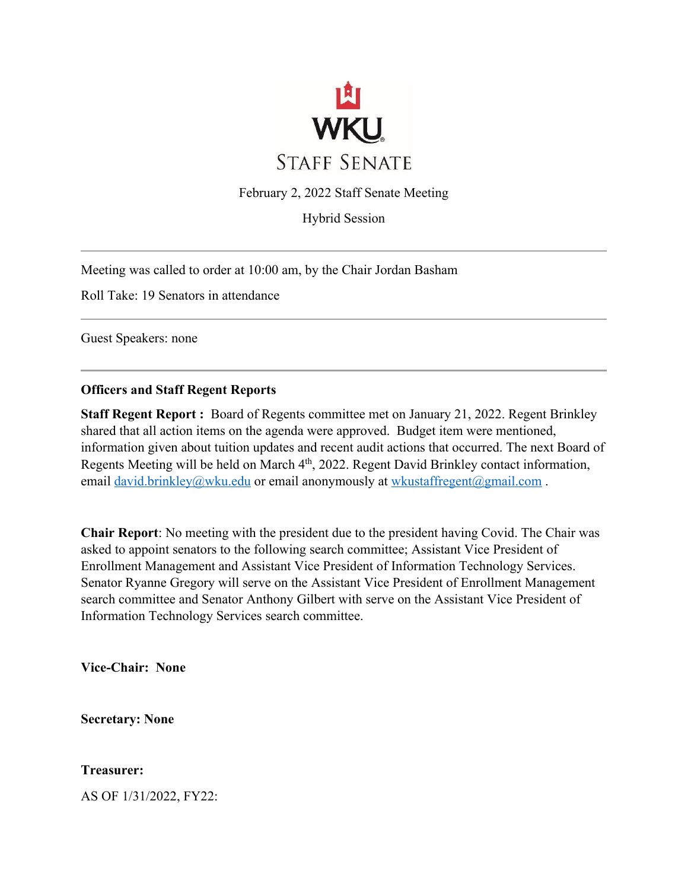# WKU STAFF SENATE

February 2, 2022 Staff Senate Meeting

Hybrid Session

---

Meeting was called to order at 10:00 am, by the Chair Jordan Basham

Roll Take: 19 Senators in attendance

---

Guest Speakers: none

---

**Officers and Staff Regent Reports**

**Staff Regent Report :** Board of Regents committee met on January 21, 2022. Regent Brinkley shared that all action items on the agenda were approved. Budget item were mentioned, information given about tuition updates and recent audit actions that occurred. The next Board of Regents Meeting will be held on March 4th, 2022. Regent David Brinkley contact information, email david.brinkley@wku.edu or email anonymously at wkustaffregent@gmail.com .

**Chair Report**: No meeting with the president due to the president having Covid. The Chair was asked to appoint senators to the following search committee; Assistant Vice President of Enrollment Management and Assistant Vice President of Information Technology Services. Senator Ryanne Gregory will serve on the Assistant Vice President of Enrollment Management search committee and Senator Anthony Gilbert with serve on the Assistant Vice President of Information Technology Services search committee.

**Vice-Chair: None**

**Secretary: None**

**Treasurer:**

AS OF 1/31/2022, FY22: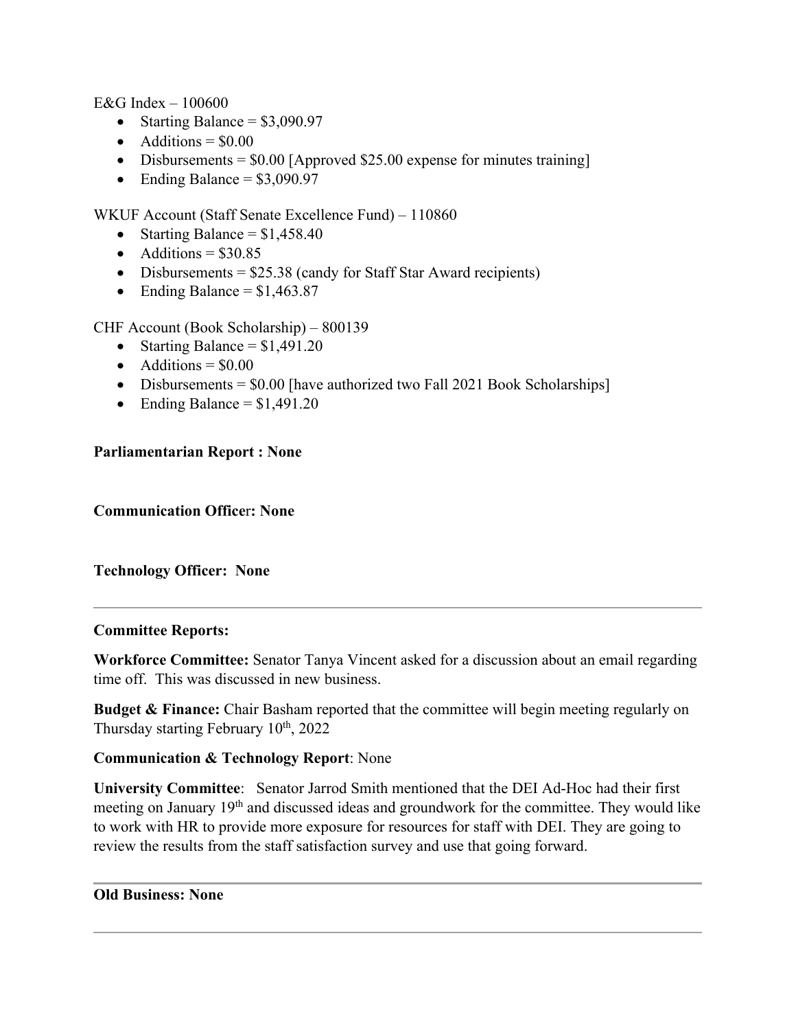E&G Index – 100600

- Starting Balance = $3,090.97
- Additions = $0.00
- Disbursements = $0.00 [Approved $25.00 expense for minutes training]
- Ending Balance = $3,090.97

WKUF Account (Staff Senate Excellence Fund) – 110860

- Starting Balance = $1,458.40
- Additions = $30.85
- Disbursements = $25.38 (candy for Staff Star Award recipients)
- Ending Balance = $1,463.87

CHF Account (Book Scholarship) – 800139

- Starting Balance = $1,491.20
- Additions = $0.00
- Disbursements = $0.00 [have authorized two Fall 2021 Book Scholarships]
- Ending Balance = $1,491.20

**Parliamentarian Report : None**

**Communication Officer: None**

**Technology Officer: None**

---

**Committee Reports:**

**Workforce Committee:** Senator Tanya Vincent asked for a discussion about an email regarding time off. This was discussed in new business.

**Budget & Finance:** Chair Basham reported that the committee will begin meeting regularly on Thursday starting February 10th, 2022

**Communication & Technology Report**: None

**University Committee**: Senator Jarrod Smith mentioned that the DEI Ad-Hoc had their first meeting on January 19th and discussed ideas and groundwork for the committee. They would like to work with HR to provide more exposure for resources for staff with DEI. They are going to review the results from the staff satisfaction survey and use that going forward.

---

**Old Business: None**

---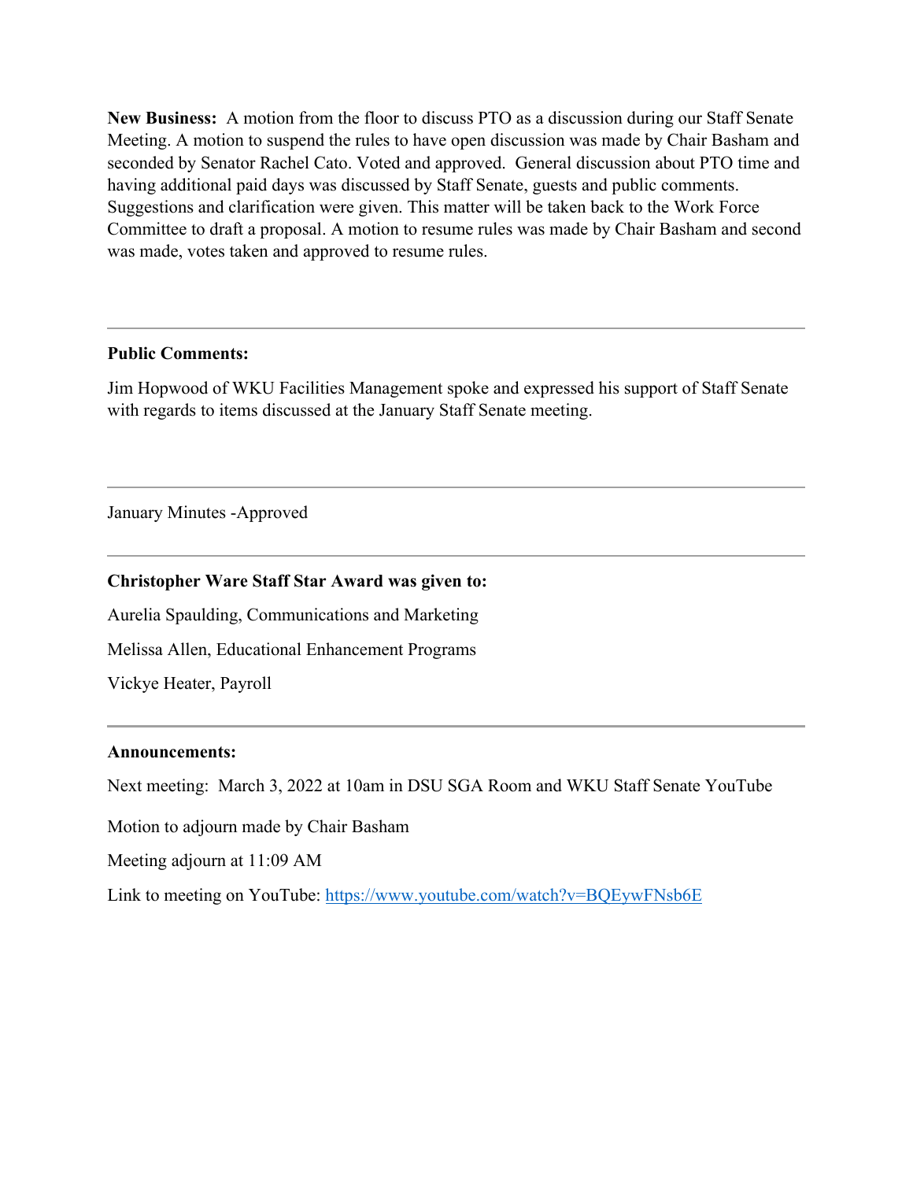**New Business:** A motion from the floor to discuss PTO as a discussion during our Staff Senate Meeting. A motion to suspend the rules to have open discussion was made by Chair Basham and seconded by Senator Rachel Cato. Voted and approved. General discussion about PTO time and having additional paid days was discussed by Staff Senate, guests and public comments. Suggestions and clarification were given. This matter will be taken back to the Work Force Committee to draft a proposal. A motion to resume rules was made by Chair Basham and second was made, votes taken and approved to resume rules.

---

**Public Comments:**

Jim Hopwood of WKU Facilities Management spoke and expressed his support of Staff Senate with regards to items discussed at the January Staff Senate meeting.

---

January Minutes -Approved

---

**Christopher Ware Staff Star Award was given to:**

Aurelia Spaulding, Communications and Marketing

Melissa Allen, Educational Enhancement Programs

Vickye Heater, Payroll

---

**Announcements:**

Next meeting: March 3, 2022 at 10am in DSU SGA Room and WKU Staff Senate YouTube

Motion to adjourn made by Chair Basham

Meeting adjourn at 11:09 AM

Link to meeting on YouTube: https://www.youtube.com/watch?v=BQEywFNsb6E